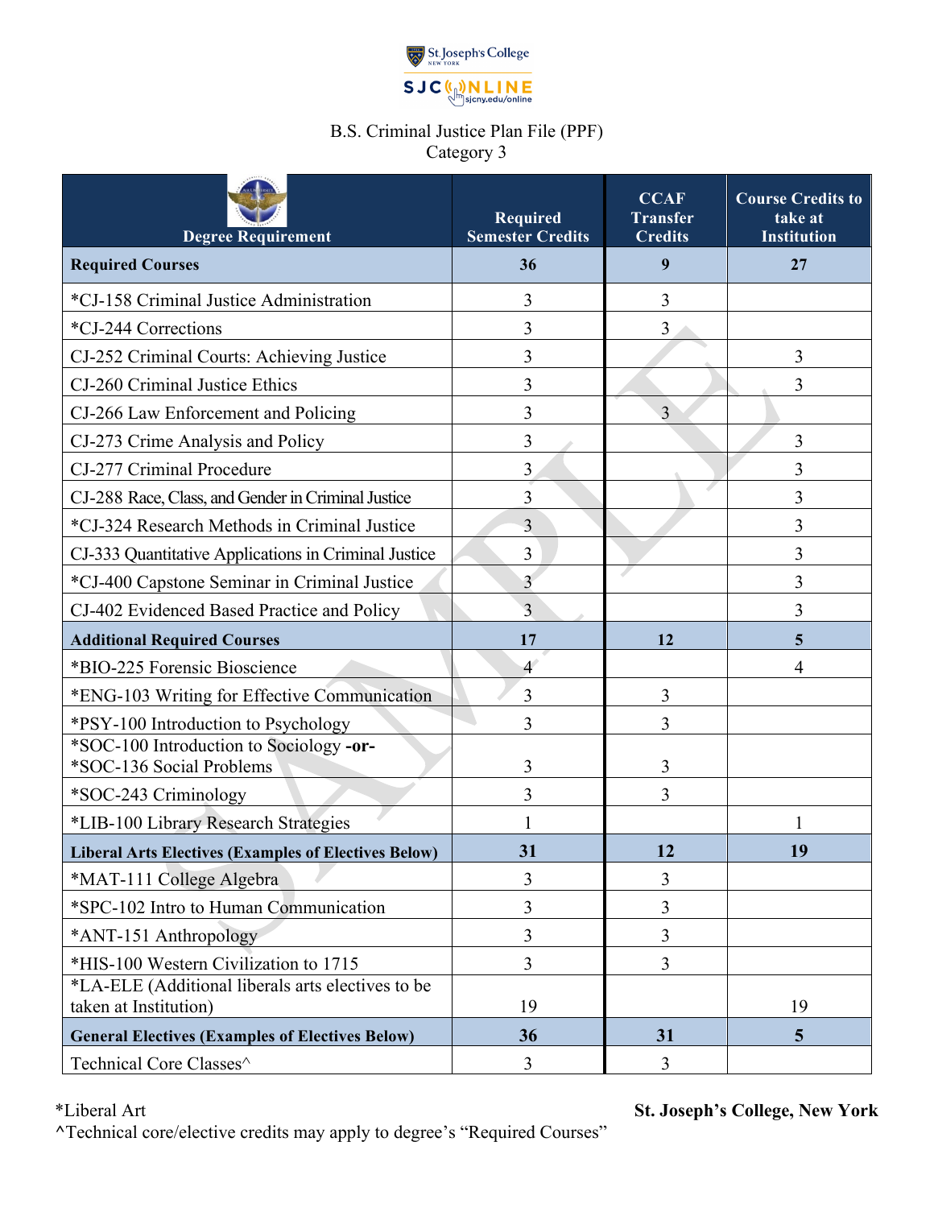St. Joseph's College New York
SJC ONLINE sjcny.edu/online

B.S. Criminal Justice Plan File (PPF)
Category 3

| Degree Requirement | Required Semester Credits | CCAF Transfer Credits | Course Credits to take at Institution |
|---|---|---|---|
| **Required Courses** | **36** | **9** | **27** |
| *CJ-158 Criminal Justice Administration | 3 | 3 | |
| *CJ-244 Corrections | 3 | 3 | |
| CJ-252 Criminal Courts: Achieving Justice | 3 | | 3 |
| CJ-260 Criminal Justice Ethics | 3 | | 3 |
| CJ-266 Law Enforcement and Policing | 3 | 3 | |
| CJ-273 Crime Analysis and Policy | 3 | | 3 |
| CJ-277 Criminal Procedure | 3 | | 3 |
| CJ-288 Race, Class, and Gender in Criminal Justice | 3 | | 3 |
| *CJ-324 Research Methods in Criminal Justice | 3 | | 3 |
| CJ-333 Quantitative Applications in Criminal Justice | 3 | | 3 |
| *CJ-400 Capstone Seminar in Criminal Justice | 3 | | 3 |
| CJ-402 Evidenced Based Practice and Policy | 3 | | 3 |
| **Additional Required Courses** | **17** | **12** | **5** |
| *BIO-225 Forensic Bioscience | 4 | | 4 |
| *ENG-103 Writing for Effective Communication | 3 | 3 | |
| *PSY-100 Introduction to Psychology | 3 | 3 | |
| *SOC-100 Introduction to Sociology **-or-** *SOC-136 Social Problems | 3 | 3 | |
| *SOC-243 Criminology | 3 | 3 | |
| *LIB-100 Library Research Strategies | 1 | | 1 |
| **Liberal Arts Electives (Examples of Electives Below)** | **31** | **12** | **19** |
| *MAT-111 College Algebra | 3 | 3 | |
| *SPC-102 Intro to Human Communication | 3 | 3 | |
| *ANT-151 Anthropology | 3 | 3 | |
| *HIS-100 Western Civilization to 1715 | 3 | 3 | |
| *LA-ELE (Additional liberals arts electives to be taken at Institution) | 19 | | 19 |
| **General Electives (Examples of Electives Below)** | **36** | **31** | **5** |
| Technical Core Classes^ | 3 | 3 | |

*Liberal Art
^Technical core/elective credits may apply to degree's "Required Courses"

**St. Joseph's College, New York**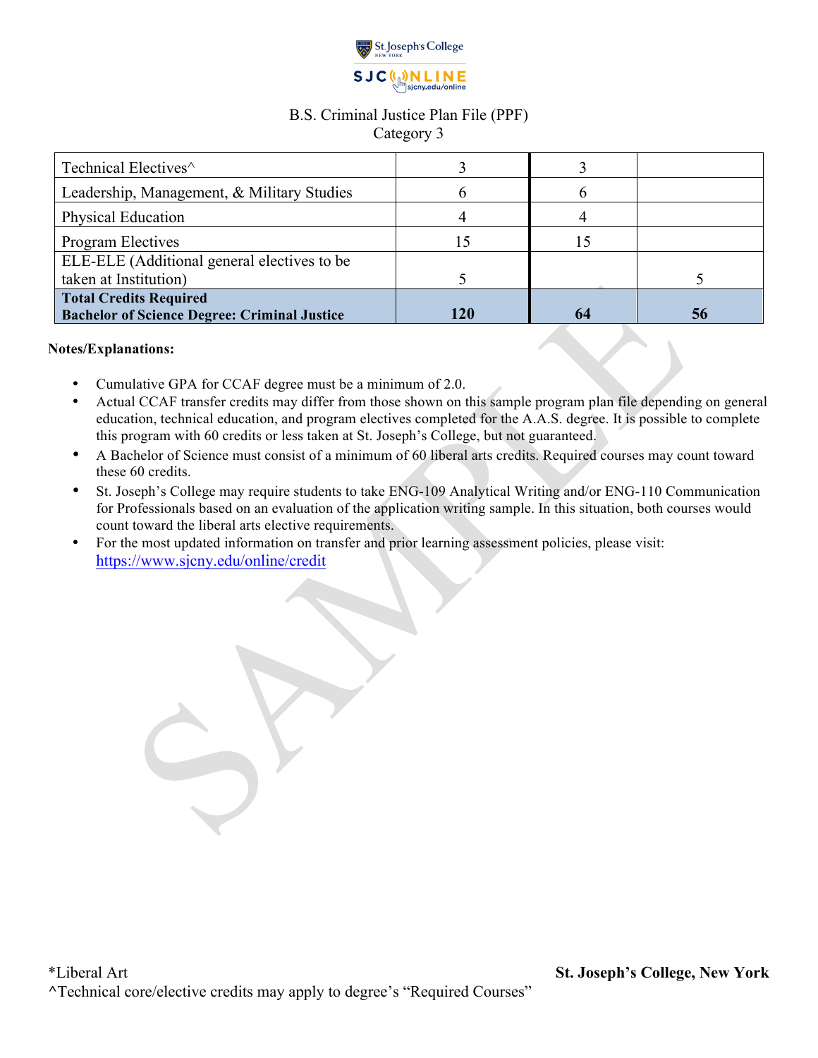B.S. Criminal Justice Plan File (PPF)
Category 3

| | | | |
|---|---|---|---|
| Technical Electives^ | 3 | 3 | |
| Leadership, Management, & Military Studies | 6 | 6 | |
| Physical Education | 4 | 4 | |
| Program Electives | 15 | 15 | |
| ELE-ELE (Additional general electives to be taken at Institution) | 5 | | 5 |
| **Total Credits Required Bachelor of Science Degree: Criminal Justice** | **120** | **64** | **56** |

**Notes/Explanations:**

- Cumulative GPA for CCAF degree must be a minimum of 2.0.
- Actual CCAF transfer credits may differ from those shown on this sample program plan file depending on general education, technical education, and program electives completed for the A.A.S. degree. It is possible to complete this program with 60 credits or less taken at St. Joseph's College, but not guaranteed.
- A Bachelor of Science must consist of a minimum of 60 liberal arts credits. Required courses may count toward these 60 credits.
- St. Joseph's College may require students to take ENG-109 Analytical Writing and/or ENG-110 Communication for Professionals based on an evaluation of the application writing sample. In this situation, both courses would count toward the liberal arts elective requirements.
- For the most updated information on transfer and prior learning assessment policies, please visit: https://www.sjcny.edu/online/credit

*Liberal Art
^Technical core/elective credits may apply to degree's "Required Courses"